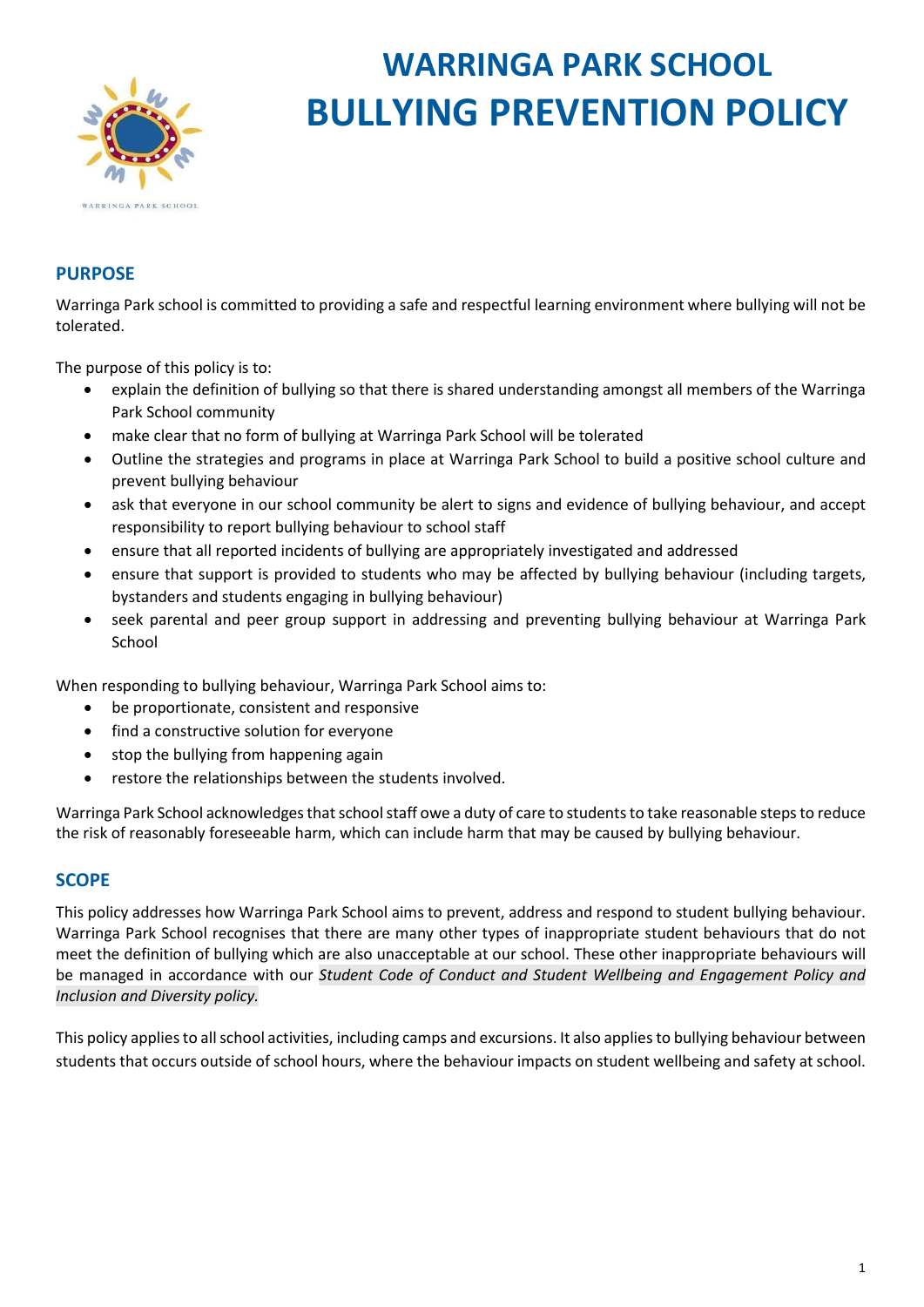# WARRINGA PARK SCHOOL
# BULLYING PREVENTION POLICY

## PURPOSE

Warringa Park school is committed to providing a safe and respectful learning environment where bullying will not be tolerated.

The purpose of this policy is to:

- explain the definition of bullying so that there is shared understanding amongst all members of the Warringa Park School community
- make clear that no form of bullying at Warringa Park School will be tolerated
- Outline the strategies and programs in place at Warringa Park School to build a positive school culture and prevent bullying behaviour
- ask that everyone in our school community be alert to signs and evidence of bullying behaviour, and accept responsibility to report bullying behaviour to school staff
- ensure that all reported incidents of bullying are appropriately investigated and addressed
- ensure that support is provided to students who may be affected by bullying behaviour (including targets, bystanders and students engaging in bullying behaviour)
- seek parental and peer group support in addressing and preventing bullying behaviour at Warringa Park School

When responding to bullying behaviour, Warringa Park School aims to:

- be proportionate, consistent and responsive
- find a constructive solution for everyone
- stop the bullying from happening again
- restore the relationships between the students involved.

Warringa Park School acknowledges that school staff owe a duty of care to students to take reasonable steps to reduce the risk of reasonably foreseeable harm, which can include harm that may be caused by bullying behaviour.

## SCOPE

This policy addresses how Warringa Park School aims to prevent, address and respond to student bullying behaviour. Warringa Park School recognises that there are many other types of inappropriate student behaviours that do not meet the definition of bullying which are also unacceptable at our school. These other inappropriate behaviours will be managed in accordance with our *Student Code of Conduct and Student Wellbeing and Engagement Policy and Inclusion and Diversity policy.*

This policy applies to all school activities, including camps and excursions. It also applies to bullying behaviour between students that occurs outside of school hours, where the behaviour impacts on student wellbeing and safety at school.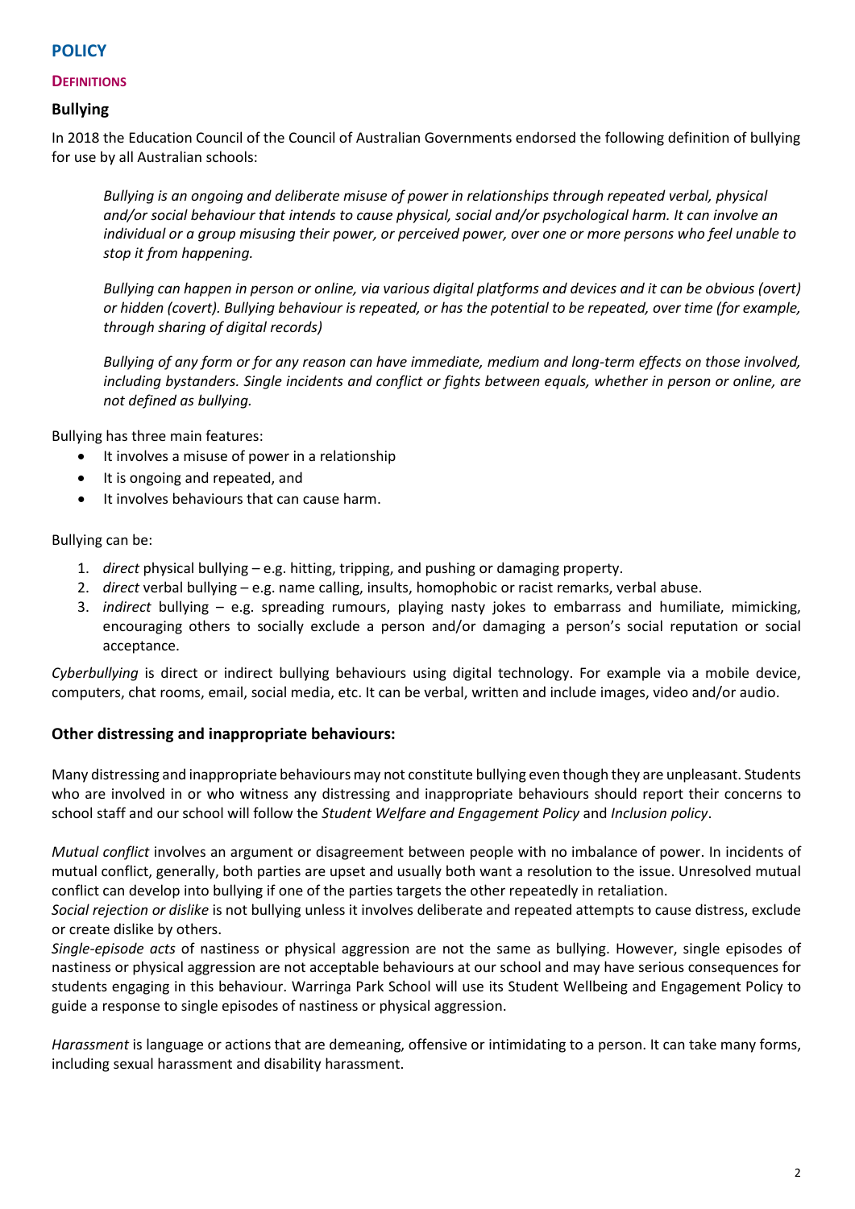## POLICY

### DEFINITIONS

### Bullying

In 2018 the Education Council of the Council of Australian Governments endorsed the following definition of bullying for use by all Australian schools:

> *Bullying is an ongoing and deliberate misuse of power in relationships through repeated verbal, physical and/or social behaviour that intends to cause physical, social and/or psychological harm. It can involve an individual or a group misusing their power, or perceived power, over one or more persons who feel unable to stop it from happening.*
>
> *Bullying can happen in person or online, via various digital platforms and devices and it can be obvious (overt) or hidden (covert). Bullying behaviour is repeated, or has the potential to be repeated, over time (for example, through sharing of digital records)*
>
> *Bullying of any form or for any reason can have immediate, medium and long-term effects on those involved, including bystanders. Single incidents and conflict or fights between equals, whether in person or online, are not defined as bullying.*

Bullying has three main features:

- It involves a misuse of power in a relationship
- It is ongoing and repeated, and
- It involves behaviours that can cause harm.

Bullying can be:

1. *direct* physical bullying – e.g. hitting, tripping, and pushing or damaging property.
2. *direct* verbal bullying – e.g. name calling, insults, homophobic or racist remarks, verbal abuse.
3. *indirect* bullying – e.g. spreading rumours, playing nasty jokes to embarrass and humiliate, mimicking, encouraging others to socially exclude a person and/or damaging a person's social reputation or social acceptance.

*Cyberbullying* is direct or indirect bullying behaviours using digital technology. For example via a mobile device, computers, chat rooms, email, social media, etc. It can be verbal, written and include images, video and/or audio.

### Other distressing and inappropriate behaviours:

Many distressing and inappropriate behaviours may not constitute bullying even though they are unpleasant. Students who are involved in or who witness any distressing and inappropriate behaviours should report their concerns to school staff and our school will follow the *Student Welfare and Engagement Policy* and *Inclusion policy*.

*Mutual conflict* involves an argument or disagreement between people with no imbalance of power. In incidents of mutual conflict, generally, both parties are upset and usually both want a resolution to the issue. Unresolved mutual conflict can develop into bullying if one of the parties targets the other repeatedly in retaliation.

*Social rejection or dislike* is not bullying unless it involves deliberate and repeated attempts to cause distress, exclude or create dislike by others.

*Single-episode acts* of nastiness or physical aggression are not the same as bullying. However, single episodes of nastiness or physical aggression are not acceptable behaviours at our school and may have serious consequences for students engaging in this behaviour. Warringa Park School will use its Student Wellbeing and Engagement Policy to guide a response to single episodes of nastiness or physical aggression.

*Harassment* is language or actions that are demeaning, offensive or intimidating to a person. It can take many forms, including sexual harassment and disability harassment.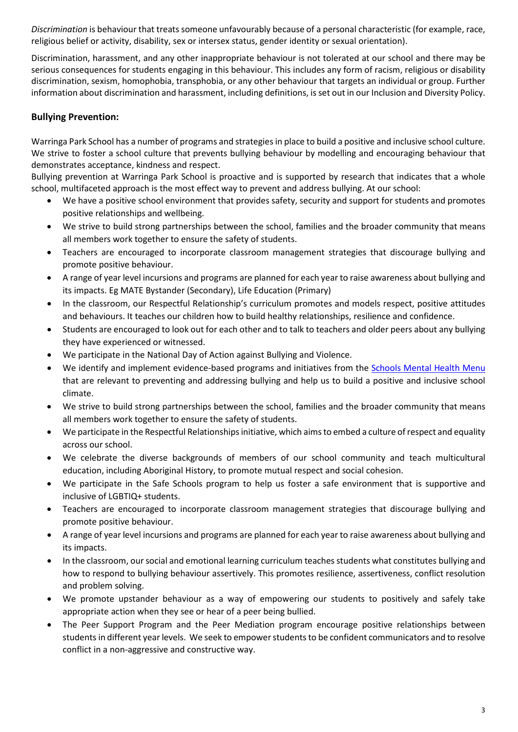*Discrimination* is behaviour that treats someone unfavourably because of a personal characteristic (for example, race, religious belief or activity, disability, sex or intersex status, gender identity or sexual orientation).

Discrimination, harassment, and any other inappropriate behaviour is not tolerated at our school and there may be serious consequences for students engaging in this behaviour. This includes any form of racism, religious or disability discrimination, sexism, homophobia, transphobia, or any other behaviour that targets an individual or group. Further information about discrimination and harassment, including definitions, is set out in our Inclusion and Diversity Policy.

## Bullying Prevention:

Warringa Park School has a number of programs and strategies in place to build a positive and inclusive school culture. We strive to foster a school culture that prevents bullying behaviour by modelling and encouraging behaviour that demonstrates acceptance, kindness and respect.

Bullying prevention at Warringa Park School is proactive and is supported by research that indicates that a whole school, multifaceted approach is the most effect way to prevent and address bullying. At our school:

- We have a positive school environment that provides safety, security and support for students and promotes positive relationships and wellbeing.
- We strive to build strong partnerships between the school, families and the broader community that means all members work together to ensure the safety of students.
- Teachers are encouraged to incorporate classroom management strategies that discourage bullying and promote positive behaviour.
- A range of year level incursions and programs are planned for each year to raise awareness about bullying and its impacts. Eg MATE Bystander (Secondary), Life Education (Primary)
- In the classroom, our Respectful Relationship's curriculum promotes and models respect, positive attitudes and behaviours. It teaches our children how to build healthy relationships, resilience and confidence.
- Students are encouraged to look out for each other and to talk to teachers and older peers about any bullying they have experienced or witnessed.
- We participate in the National Day of Action against Bullying and Violence.
- We identify and implement evidence-based programs and initiatives from the [Schools Mental Health Menu] that are relevant to preventing and addressing bullying and help us to build a positive and inclusive school climate.
- We strive to build strong partnerships between the school, families and the broader community that means all members work together to ensure the safety of students.
- We participate in the Respectful Relationships initiative, which aims to embed a culture of respect and equality across our school.
- We celebrate the diverse backgrounds of members of our school community and teach multicultural education, including Aboriginal History, to promote mutual respect and social cohesion.
- We participate in the Safe Schools program to help us foster a safe environment that is supportive and inclusive of LGBTIQ+ students.
- Teachers are encouraged to incorporate classroom management strategies that discourage bullying and promote positive behaviour.
- A range of year level incursions and programs are planned for each year to raise awareness about bullying and its impacts.
- In the classroom, our social and emotional learning curriculum teaches students what constitutes bullying and how to respond to bullying behaviour assertively. This promotes resilience, assertiveness, conflict resolution and problem solving.
- We promote upstander behaviour as a way of empowering our students to positively and safely take appropriate action when they see or hear of a peer being bullied.
- The Peer Support Program and the Peer Mediation program encourage positive relationships between students in different year levels. We seek to empower students to be confident communicators and to resolve conflict in a non-aggressive and constructive way.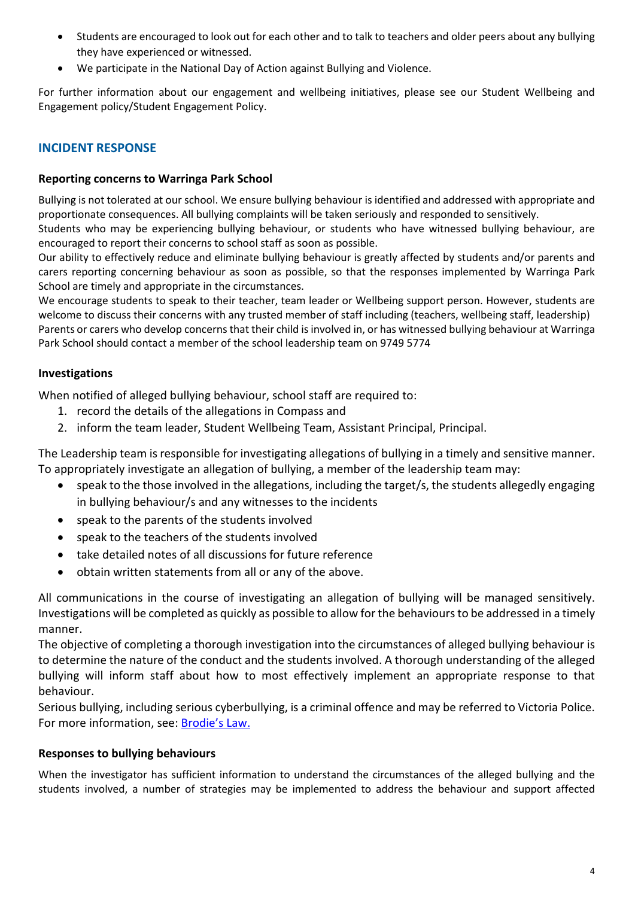- Students are encouraged to look out for each other and to talk to teachers and older peers about any bullying they have experienced or witnessed.
- We participate in the National Day of Action against Bullying and Violence.

For further information about our engagement and wellbeing initiatives, please see our Student Wellbeing and Engagement policy/Student Engagement Policy.

## INCIDENT RESPONSE

### Reporting concerns to Warringa Park School

Bullying is not tolerated at our school. We ensure bullying behaviour is identified and addressed with appropriate and proportionate consequences. All bullying complaints will be taken seriously and responded to sensitively.
Students who may be experiencing bullying behaviour, or students who have witnessed bullying behaviour, are encouraged to report their concerns to school staff as soon as possible.
Our ability to effectively reduce and eliminate bullying behaviour is greatly affected by students and/or parents and carers reporting concerning behaviour as soon as possible, so that the responses implemented by Warringa Park School are timely and appropriate in the circumstances.
We encourage students to speak to their teacher, team leader or Wellbeing support person. However, students are welcome to discuss their concerns with any trusted member of staff including (teachers, wellbeing staff, leadership)
Parents or carers who develop concerns that their child is involved in, or has witnessed bullying behaviour at Warringa Park School should contact a member of the school leadership team on 9749 5774

### Investigations

When notified of alleged bullying behaviour, school staff are required to:

1. record the details of the allegations in Compass and
2. inform the team leader, Student Wellbeing Team, Assistant Principal, Principal.

The Leadership team is responsible for investigating allegations of bullying in a timely and sensitive manner. To appropriately investigate an allegation of bullying, a member of the leadership team may:

- speak to the those involved in the allegations, including the target/s, the students allegedly engaging in bullying behaviour/s and any witnesses to the incidents
- speak to the parents of the students involved
- speak to the teachers of the students involved
- take detailed notes of all discussions for future reference
- obtain written statements from all or any of the above.

All communications in the course of investigating an allegation of bullying will be managed sensitively. Investigations will be completed as quickly as possible to allow for the behaviours to be addressed in a timely manner.
The objective of completing a thorough investigation into the circumstances of alleged bullying behaviour is to determine the nature of the conduct and the students involved. A thorough understanding of the alleged bullying will inform staff about how to most effectively implement an appropriate response to that behaviour.
Serious bullying, including serious cyberbullying, is a criminal offence and may be referred to Victoria Police. For more information, see: Brodie's Law.

### Responses to bullying behaviours

When the investigator has sufficient information to understand the circumstances of the alleged bullying and the students involved, a number of strategies may be implemented to address the behaviour and support affected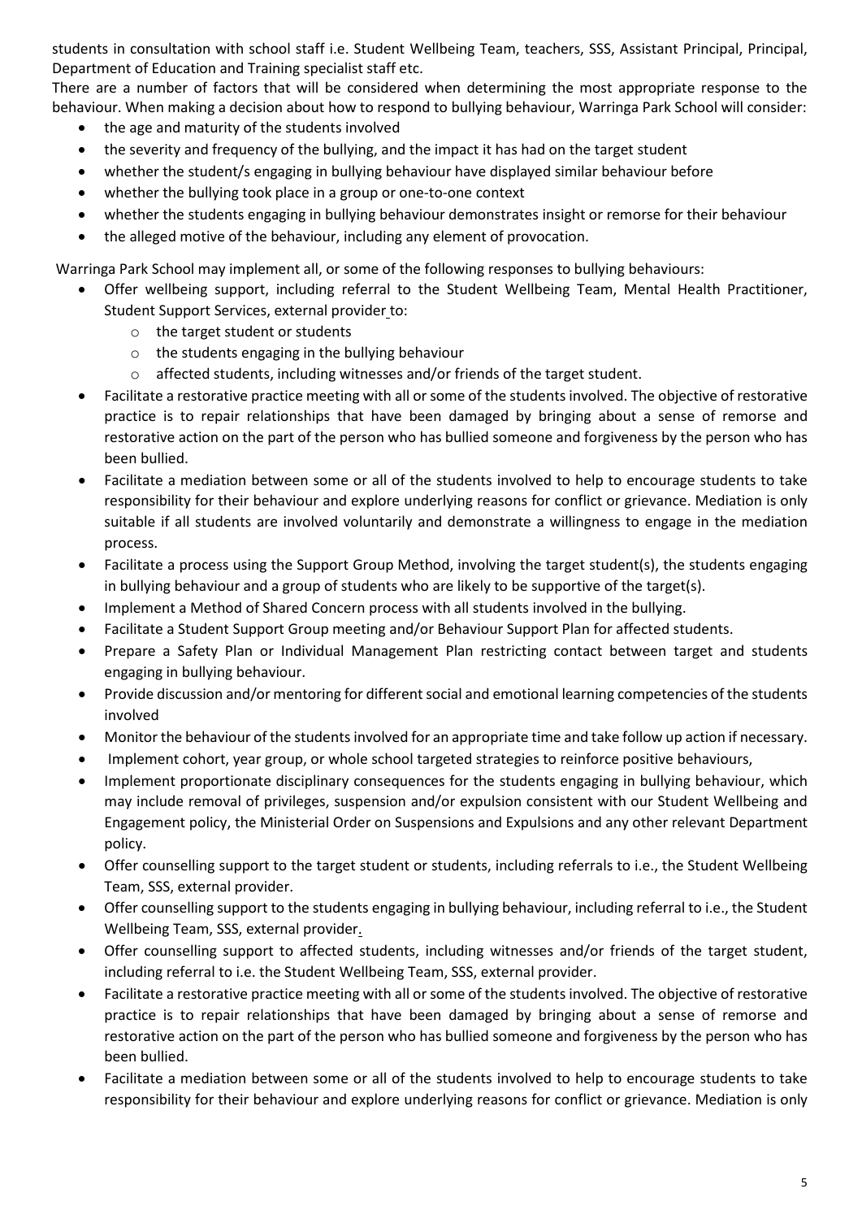students in consultation with school staff i.e. Student Wellbeing Team, teachers, SSS, Assistant Principal, Principal, Department of Education and Training specialist staff etc.

There are a number of factors that will be considered when determining the most appropriate response to the behaviour. When making a decision about how to respond to bullying behaviour, Warringa Park School will consider:

- the age and maturity of the students involved
- the severity and frequency of the bullying, and the impact it has had on the target student
- whether the student/s engaging in bullying behaviour have displayed similar behaviour before
- whether the bullying took place in a group or one-to-one context
- whether the students engaging in bullying behaviour demonstrates insight or remorse for their behaviour
- the alleged motive of the behaviour, including any element of provocation.

Warringa Park School may implement all, or some of the following responses to bullying behaviours:

- Offer wellbeing support, including referral to the Student Wellbeing Team, Mental Health Practitioner, Student Support Services, external provider to:
  - the target student or students
  - the students engaging in the bullying behaviour
  - affected students, including witnesses and/or friends of the target student.
- Facilitate a restorative practice meeting with all or some of the students involved. The objective of restorative practice is to repair relationships that have been damaged by bringing about a sense of remorse and restorative action on the part of the person who has bullied someone and forgiveness by the person who has been bullied.
- Facilitate a mediation between some or all of the students involved to help to encourage students to take responsibility for their behaviour and explore underlying reasons for conflict or grievance. Mediation is only suitable if all students are involved voluntarily and demonstrate a willingness to engage in the mediation process.
- Facilitate a process using the Support Group Method, involving the target student(s), the students engaging in bullying behaviour and a group of students who are likely to be supportive of the target(s).
- Implement a Method of Shared Concern process with all students involved in the bullying.
- Facilitate a Student Support Group meeting and/or Behaviour Support Plan for affected students.
- Prepare a Safety Plan or Individual Management Plan restricting contact between target and students engaging in bullying behaviour.
- Provide discussion and/or mentoring for different social and emotional learning competencies of the students involved
- Monitor the behaviour of the students involved for an appropriate time and take follow up action if necessary.
- Implement cohort, year group, or whole school targeted strategies to reinforce positive behaviours,
- Implement proportionate disciplinary consequences for the students engaging in bullying behaviour, which may include removal of privileges, suspension and/or expulsion consistent with our Student Wellbeing and Engagement policy, the Ministerial Order on Suspensions and Expulsions and any other relevant Department policy.
- Offer counselling support to the target student or students, including referrals to i.e., the Student Wellbeing Team, SSS, external provider.
- Offer counselling support to the students engaging in bullying behaviour, including referral to i.e., the Student Wellbeing Team, SSS, external provider.
- Offer counselling support to affected students, including witnesses and/or friends of the target student, including referral to i.e. the Student Wellbeing Team, SSS, external provider.
- Facilitate a restorative practice meeting with all or some of the students involved. The objective of restorative practice is to repair relationships that have been damaged by bringing about a sense of remorse and restorative action on the part of the person who has bullied someone and forgiveness by the person who has been bullied.
- Facilitate a mediation between some or all of the students involved to help to encourage students to take responsibility for their behaviour and explore underlying reasons for conflict or grievance. Mediation is only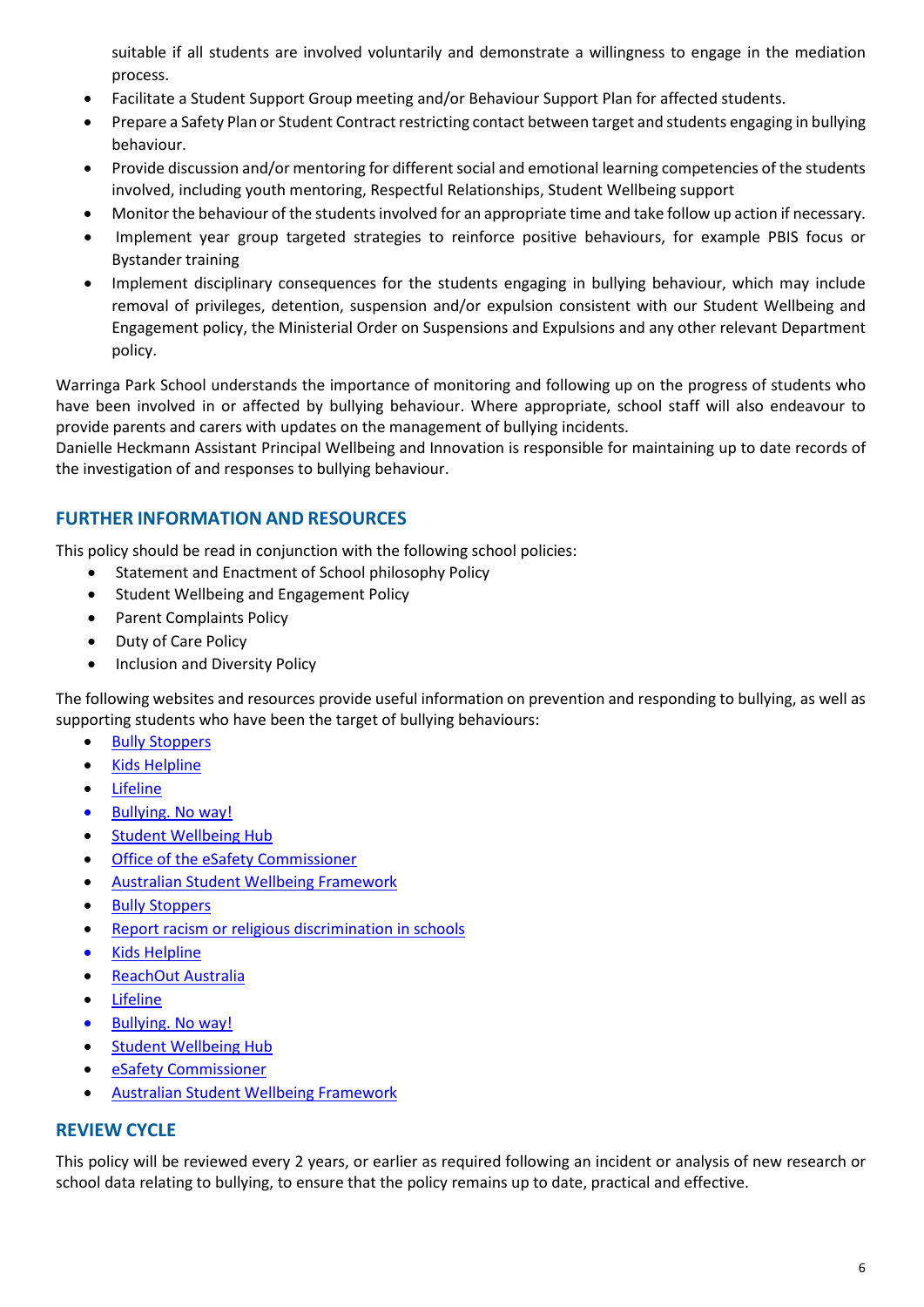suitable if all students are involved voluntarily and demonstrate a willingness to engage in the mediation process.

- Facilitate a Student Support Group meeting and/or Behaviour Support Plan for affected students.
- Prepare a Safety Plan or Student Contract restricting contact between target and students engaging in bullying behaviour.
- Provide discussion and/or mentoring for different social and emotional learning competencies of the students involved, including youth mentoring, Respectful Relationships, Student Wellbeing support
- Monitor the behaviour of the students involved for an appropriate time and take follow up action if necessary.
- Implement year group targeted strategies to reinforce positive behaviours, for example PBIS focus or Bystander training
- Implement disciplinary consequences for the students engaging in bullying behaviour, which may include removal of privileges, detention, suspension and/or expulsion consistent with our Student Wellbeing and Engagement policy, the Ministerial Order on Suspensions and Expulsions and any other relevant Department policy.

Warringa Park School understands the importance of monitoring and following up on the progress of students who have been involved in or affected by bullying behaviour. Where appropriate, school staff will also endeavour to provide parents and carers with updates on the management of bullying incidents.
Danielle Heckmann Assistant Principal Wellbeing and Innovation is responsible for maintaining up to date records of the investigation of and responses to bullying behaviour.

## FURTHER INFORMATION AND RESOURCES

This policy should be read in conjunction with the following school policies:

- Statement and Enactment of School philosophy Policy
- Student Wellbeing and Engagement Policy
- Parent Complaints Policy
- Duty of Care Policy
- Inclusion and Diversity Policy

The following websites and resources provide useful information on prevention and responding to bullying, as well as supporting students who have been the target of bullying behaviours:

- Bully Stoppers
- Kids Helpline
- Lifeline
- Bullying. No way!
- Student Wellbeing Hub
- Office of the eSafety Commissioner
- Australian Student Wellbeing Framework
- Bully Stoppers
- Report racism or religious discrimination in schools
- Kids Helpline
- ReachOut Australia
- Lifeline
- Bullying. No way!
- Student Wellbeing Hub
- eSafety Commissioner
- Australian Student Wellbeing Framework

## REVIEW CYCLE

This policy will be reviewed every 2 years, or earlier as required following an incident or analysis of new research or school data relating to bullying, to ensure that the policy remains up to date, practical and effective.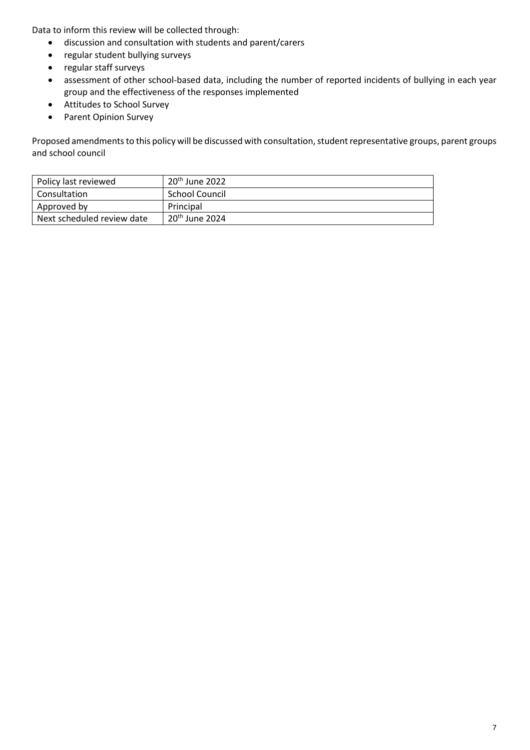Data to inform this review will be collected through:

- discussion and consultation with students and parent/carers
- regular student bullying surveys
- regular staff surveys
- assessment of other school-based data, including the number of reported incidents of bullying in each year group and the effectiveness of the responses implemented
- Attitudes to School Survey
- Parent Opinion Survey

Proposed amendments to this policy will be discussed with consultation, student representative groups, parent groups and school council

| | |
|---|---|
| Policy last reviewed | 20th June 2022 |
| Consultation | School Council |
| Approved by | Principal |
| Next scheduled review date | 20th June 2024 |